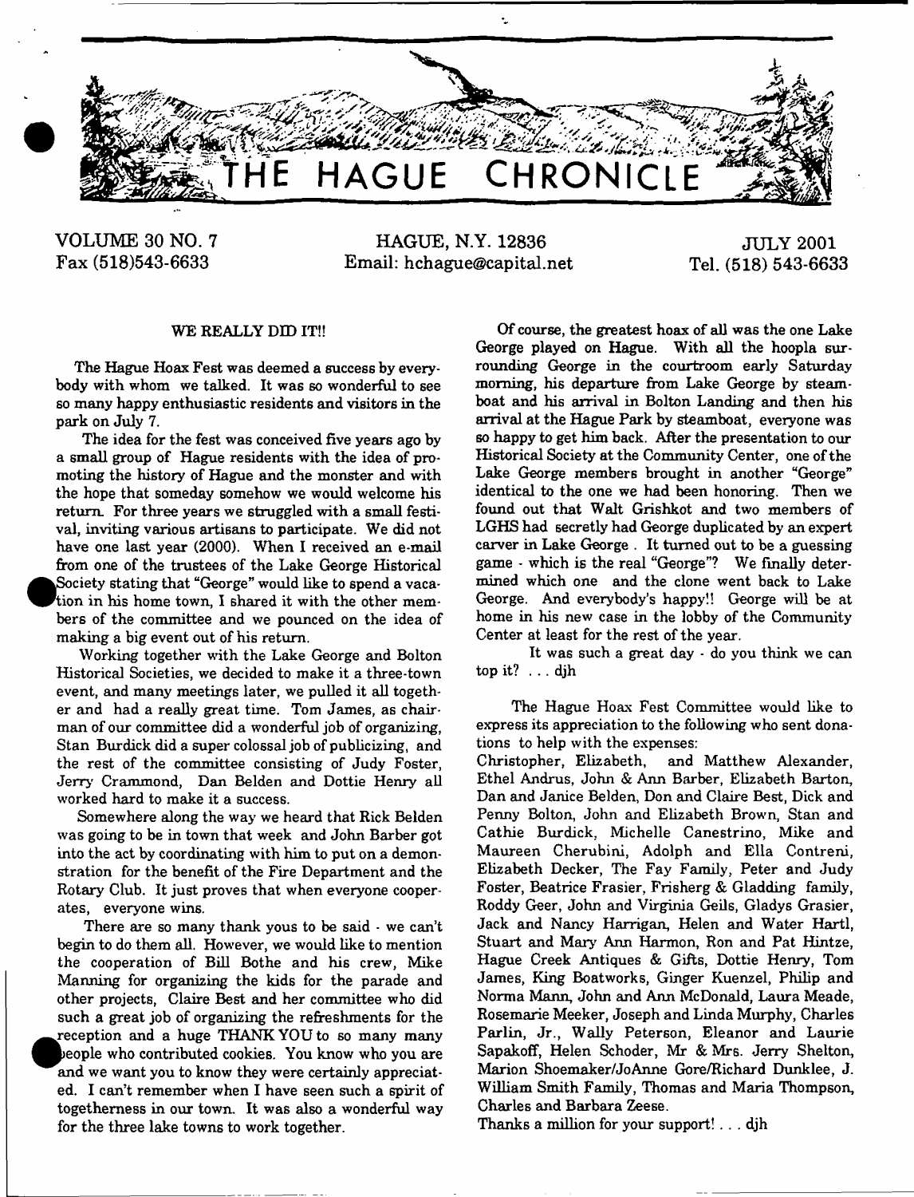# THE HAGUE CHRONICLE

VOLUME 30 NO. 7 | HAGUE, N.Y. 12836 | JULY 2001

Fax (518)543-6633 | Email: hchague@capital.net | Tel. (518) 543-6633

## WE REALLY DID IT!!

The Hague Hoax Fest was deemed a success by everybody with whom we talked. It was so wonderful to see so many happy enthusiastic residents and visitors in the park on July 7.

The idea for the fest was conceived five years ago by a small group of Hague residents with the idea of promoting the history of Hague and the monster and with the hope that someday somehow we would welcome his return. For three years we struggled with a small festival, inviting various artisans to participate. We did not have one last year (2000). When I received an e-mail from one of the trustees of the Lake George Historical Society stating that "George" would like to spend a vacation in his home town, I shared it with the other members of the committee and we pounced on the idea of making a big event out of his return.

Working together with the Lake George and Bolton Historical Societies, we decided to make it a three-town event, and many meetings later, we pulled it all together and had a really great time. Tom James, as chairman of our committee did a wonderful job of organizing, Stan Burdick did a super colossal job of publicizing, and the rest of the committee consisting of Judy Foster, Jerry Crammond, Dan Belden and Dottie Henry all worked hard to make it a success.

Somewhere along the way we heard that Rick Belden was going to be in town that week and John Barber got into the act by coordinating with him to put on a demonstration for the benefit of the Fire Department and the Rotary Club. It just proves that when everyone cooperates, everyone wins.

There are so many thank yous to be said - we can't begin to do them all. However, we would like to mention the cooperation of Bill Bothe and his crew, Mike Manning for organizing the kids for the parade and other projects, Claire Best and her committee who did such a great job of organizing the refreshments for the reception and a huge THANK YOU to so many many people who contributed cookies. You know who you are and we want you to know they were certainly appreciated. I can't remember when I have seen such a spirit of togetherness in our town. It was also a wonderful way for the three lake towns to work together.

Of course, the greatest hoax of all was the one Lake George played on Hague. With all the hoopla surrounding George in the courtroom early Saturday morning, his departure from Lake George by steamboat, his arrival in Bolton Landing and then his arrival at the Hague Park by steamboat, everyone was so happy to get him back. After the presentation to our Historical Society at the Community Center, one of the Lake George members brought in another "George" identical to the one we had been honoring. Then we found out that Walt Grishkot and two members of LGHS had secretly had George duplicated by an expert carver in Lake George. It turned out to be a guessing game - which is the real "George"? We finally determined which one and the clone went back to Lake George. And everybody's happy!! George will be at home in his new case in the lobby of the Community Center at least for the rest of the year.

It was such a great day - do you think we can top it? . . . djh

The Hague Hoax Fest Committee would like to express its appreciation to the following who sent donations to help with the expenses:

Christopher, Elizabeth, and Matthew Alexander, Ethel Andrus, John & Ann Barber, Elizabeth Barton, Dan and Janice Belden, Don and Claire Best, Dick and Penny Bolton, John and Elizabeth Brown, Stan and Cathie Burdick, Michelle Canestrino, Mike and Maureen Cherubini, Adolph and Ella Contreni, Elizabeth Decker, The Fay Family, Peter and Judy Foster, Beatrice Frasier, Frisberg & Gladding family, Roddy Geer, John and Virginia Geils, Gladys Grasier, Jack and Nancy Harrigan, Helen and Water Hartl, Stuart and Mary Ann Harmon, Ron and Pat Hintze, Hague Creek Antiques & Gifts, Dottie Henry, Tom James, King Boatworks, Ginger Kuenzel, Philip and Norma Mann, John and Ann McDonald, Laura Meade, Rosemarie Meeker, Joseph and Linda Murphy, Charles Parlin, Jr., Wally Peterson, Eleanor and Laurie Sapakoff, Helen Schoder, Mr & Mrs. Jerry Shelton, Marion Shoemaker/JoAnne Gore/Richard Dunklee, J. William Smith Family, Thomas and Maria Thompson, Charles and Barbara Zeese.

Thanks a million for your support! . . . djh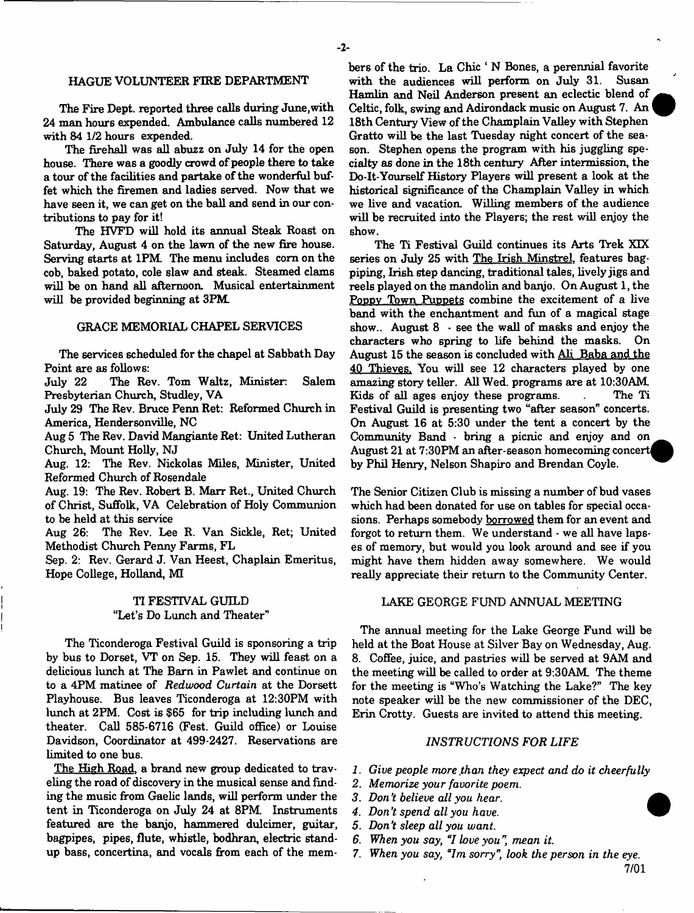## HAGUE VOLUNTEER FIRE DEPARTMENT

The Fire Dept. reported three calls during June, with 24 man hours expended. Ambulance calls numbered 12 with 84 1/2 hours expended.

The firehall was all abuzz on July 14 for the open house. There was a goodly crowd of people there to take a tour of the facilities and partake of the wonderful buffet which the firemen and ladies served. Now that we have seen it, we can get on the ball and send in our contributions to pay for it!

The HVFD will hold its annual Steak Roast on Saturday, August 4 on the lawn of the new fire house. Serving starts at 1PM. The menu includes corn on the cob, baked potato, cole slaw and steak. Steamed clams will be on hand all afternoon. Musical entertainment will be provided beginning at 3PM.

## GRACE MEMORIAL CHAPEL SERVICES

The services scheduled for the chapel at Sabbath Day Point are as follows:

July 22 The Rev. Tom Waltz, Minister: Salem Presbyterian Church, Studley, VA

July 29 The Rev. Bruce Penn Ret: Reformed Church in America, Hendersonville, NC

Aug 5 The Rev. David Mangiante Ret: United Lutheran Church, Mount Holly, NJ

Aug. 12: The Rev. Nickolas Miles, Minister, United Reformed Church of Rosendale

Aug. 19: The Rev. Robert B. Marr Ret., United Church of Christ, Suffolk, VA Celebration of Holy Communion to be held at this service

Aug 26: The Rev. Lee R. Van Sickle, Ret; United Methodist Church Penny Farms, FL

Sep. 2: Rev. Gerard J. Van Heest, Chaplain Emeritus, Hope College, Holland, MI

## TI FESTIVAL GUILD
"Let's Do Lunch and Theater"

The Ticonderoga Festival Guild is sponsoring a trip by bus to Dorset, VT on Sep. 15. They will feast on a delicious lunch at The Barn in Pawlet and continue on to a 4PM matinee of *Redwood Curtain* at the Dorsett Playhouse. Bus leaves Ticonderoga at 12:30PM with lunch at 2PM. Cost is $65 for trip including lunch and theater. Call 585-6716 (Fest. Guild office) or Louise Davidson, Coordinator at 499-2427. Reservations are limited to one bus.

The High Road, a brand new group dedicated to traveling the road of discovery in the musical sense and finding the music from Gaelic lands, will perform under the tent in Ticonderoga on July 24 at 8PM. Instruments featured are the banjo, hammered dulcimer, guitar, bagpipes, pipes, flute, whistle, bodhran, electric standup bass, concertina, and vocals from each of the members of the trio. La Chic ' N Bones, a perennial favorite with the audiences will perform on July 31. Susan Hamlin and Neil Anderson present an eclectic blend of Celtic, folk, swing and Adirondack music on August 7. An 18th Century View of the Champlain Valley with Stephen Gratto will be the last Tuesday night concert of the season. Stephen opens the program with his juggling specialty as done in the 18th century After intermission, the Do-It-Yourself History Players will present a look at the historical significance of the Champlain Valley in which we live and vacation. Willing members of the audience will be recruited into the Players; the rest will enjoy the show.

The Ti Festival Guild continues its Arts Trek XIX series on July 25 with The Irish Minstrel, features bagpiping, Irish step dancing, traditional tales, lively jigs and reels played on the mandolin and banjo. On August 1, the Poppy Town Puppets combine the excitement of a live band with the enchantment and fun of a magical stage show.. August 8 - see the wall of masks and enjoy the characters who spring to life behind the masks. On August 15 the season is concluded with Ali Baba and the 40 Thieves. You will see 12 characters played by one amazing story teller. All Wed. programs are at 10:30AM. Kids of all ages enjoy these programs. . The Ti Festival Guild is presenting two "after season" concerts. On August 16 at 5:30 under the tent a concert by the Community Band - bring a picnic and enjoy and on August 21 at 7:30PM an after-season homecoming concert by Phil Henry, Nelson Shapiro and Brendan Coyle.

The Senior Citizen Club is missing a number of bud vases which had been donated for use on tables for special occasions. Perhaps somebody borrowed them for an event and forgot to return them. We understand - we all have lapses of memory, but would you look around and see if you might have them hidden away somewhere. We would really appreciate their return to the Community Center.

## LAKE GEORGE FUND ANNUAL MEETING

The annual meeting for the Lake George Fund will be held at the Boat House at Silver Bay on Wednesday, Aug. 8. Coffee, juice, and pastries will be served at 9AM and the meeting will be called to order at 9:30AM. The theme for the meeting is "Who's Watching the Lake?" The key note speaker will be the new commissioner of the DEC, Erin Crotty. Guests are invited to attend this meeting.

## *INSTRUCTIONS FOR LIFE*

1. *Give people more than they expect and do it cheerfully*
2. *Memorize your favorite poem.*
3. *Don't believe all you hear.*
4. *Don't spend all you have.*
5. *Don't sleep all you want.*
6. *When you say, "I love you", mean it.*
7. *When you say, "Im sorry", look the person in the eye.*

7/01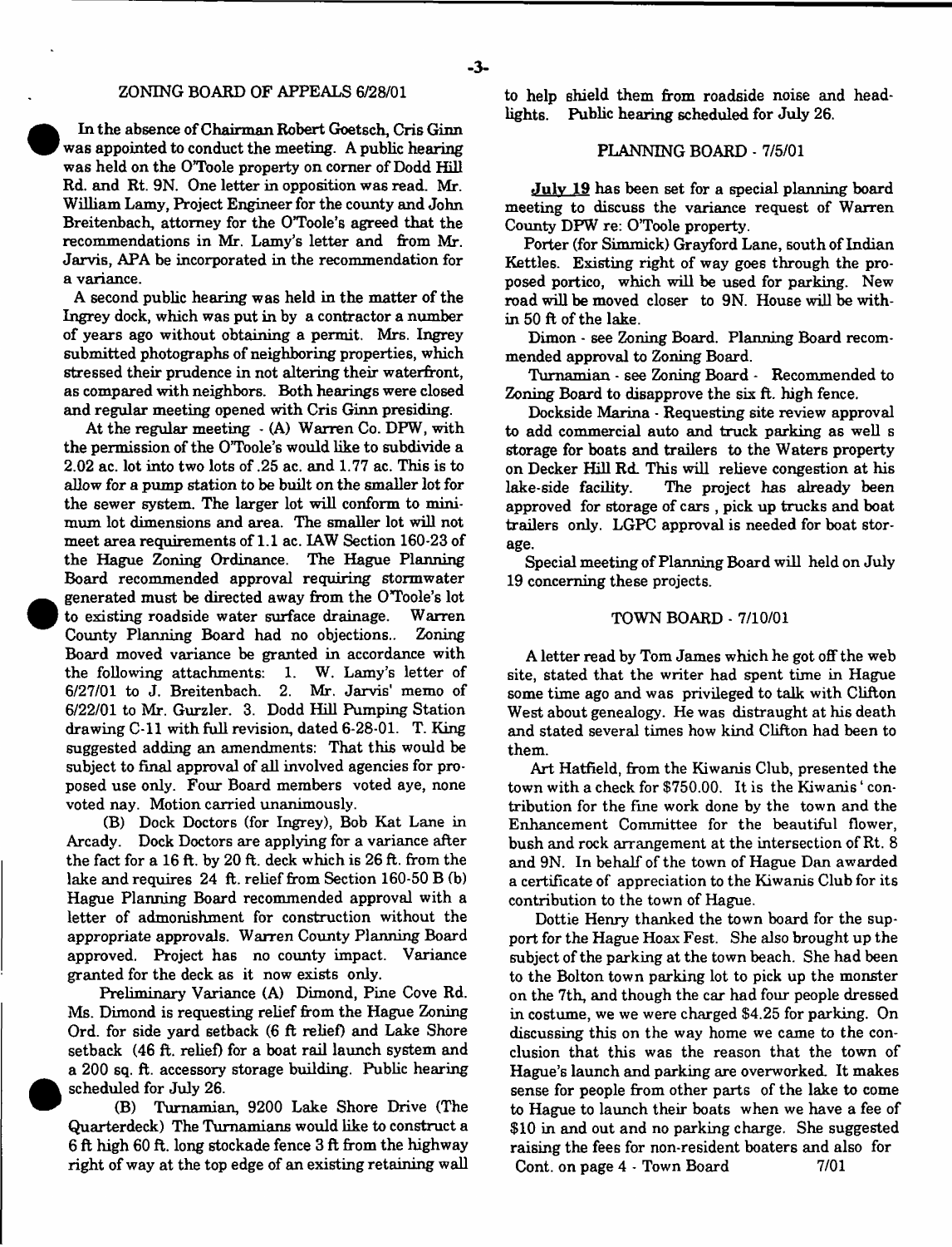## ZONING BOARD OF APPEALS 6/28/01

In the absence of Chairman Robert Goetsch, Cris Ginn was appointed to conduct the meeting. A public hearing was held on the O'Toole property on corner of Dodd Hill Rd. and Rt. 9N. One letter in opposition was read. Mr. William Lamy, Project Engineer for the county and John Breitenbach, attorney for the O'Toole's agreed that the recommendations in Mr. Lamy's letter and from Mr. Jarvis, APA be incorporated in the recommendation for a variance.

A second public hearing was held in the matter of the Ingrey dock, which was put in by a contractor a number of years ago without obtaining a permit. Mrs. Ingrey submitted photographs of neighboring properties, which stressed their prudence in not altering their waterfront, as compared with neighbors. Both hearings were closed and regular meeting opened with Cris Ginn presiding.

At the regular meeting - (A) Warren Co. DPW, with the permission of the O'Toole's would like to subdivide a 2.02 ac. lot into two lots of .25 ac. and 1.77 ac. This is to allow for a pump station to be built on the smaller lot for the sewer system. The larger lot will conform to minimum lot dimensions and area. The smaller lot will not meet area requirements of 1.1 ac. IAW Section 160-23 of the Hague Zoning Ordinance. The Hague Planning Board recommended approval requiring stormwater generated must be directed away from the O'Toole's lot to existing roadside water surface drainage. Warren County Planning Board had no objections.. Zoning Board moved variance be granted in accordance with the following attachments: 1. W. Lamy's letter of 6/27/01 to J. Breitenbach. 2. Mr. Jarvis' memo of 6/22/01 to Mr. Gurzler. 3. Dodd Hill Pumping Station drawing C-11 with full revision, dated 6-28-01. T. King suggested adding an amendments: That this would be subject to final approval of all involved agencies for proposed use only. Four Board members voted aye, none voted nay. Motion carried unanimously.

(B) Dock Doctors (for Ingrey), Bob Kat Lane in Arcady. Dock Doctors are applying for a variance after the fact for a 16 ft. by 20 ft. deck which is 26 ft. from the lake and requires 24 ft. relief from Section 160-50 B (b) Hague Planning Board recommended approval with a letter of admonishment for construction without the appropriate approvals. Warren County Planning Board approved. Project has no county impact. Variance granted for the deck as it now exists only.

Preliminary Variance (A) Dimond, Pine Cove Rd. Ms. Dimond is requesting relief from the Hague Zoning Ord. for side yard setback (6 ft relief) and Lake Shore setback (46 ft. relief) for a boat rail launch system and a 200 sq. ft. accessory storage building. Public hearing scheduled for July 26.

(B) Turnamian, 9200 Lake Shore Drive (The Quarterdeck) The Turnamians would like to construct a 6 ft high 60 ft. long stockade fence 3 ft from the highway right of way at the top edge of an existing retaining wall to help shield them from roadside noise and headlights. Public hearing scheduled for July 26.

## PLANNING BOARD - 7/5/01

**July 19** has been set for a special planning board meeting to discuss the variance request of Warren County DPW re: O'Toole property.

Porter (for Simmick) Grayford Lane, south of Indian Kettles. Existing right of way goes through the proposed portico, which will be used for parking. New road will be moved closer to 9N. House will be within 50 ft of the lake.

Dimon - see Zoning Board. Planning Board recommended approval to Zoning Board.

Turnamian - see Zoning Board - Recommended to Zoning Board to disapprove the six ft. high fence.

Dockside Marina - Requesting site review approval to add commercial auto and truck parking as well s storage for boats and trailers to the Waters property on Decker Hill Rd. This will relieve congestion at his lake-side facility. The project has already been approved for storage of cars , pick up trucks and boat trailers only. LGPC approval is needed for boat storage.

Special meeting of Planning Board will held on July 19 concerning these projects.

## TOWN BOARD - 7/10/01

A letter read by Tom James which he got off the web site, stated that the writer had spent time in Hague some time ago and was privileged to talk with Clifton West about genealogy. He was distraught at his death and stated several times how kind Clifton had been to them.

Art Hatfield, from the Kiwanis Club, presented the town with a check for $750.00. It is the Kiwanis' contribution for the fine work done by the town and the Enhancement Committee for the beautiful flower, bush and rock arrangement at the intersection of Rt. 8 and 9N. In behalf of the town of Hague Dan awarded a certificate of appreciation to the Kiwanis Club for its contribution to the town of Hague.

Dottie Henry thanked the town board for the support for the Hague Hoax Fest. She also brought up the subject of the parking at the town beach. She had been to the Bolton town parking lot to pick up the monster on the 7th, and though the car had four people dressed in costume, we we were charged $4.25 for parking. On discussing this on the way home we came to the conclusion that this was the reason that the town of Hague's launch and parking are overworked. It makes sense for people from other parts of the lake to come to Hague to launch their boats when we have a fee of $10 in and out and no parking charge. She suggested raising the fees for non-resident boaters and also for

Cont. on page 4 - Town Board 7/01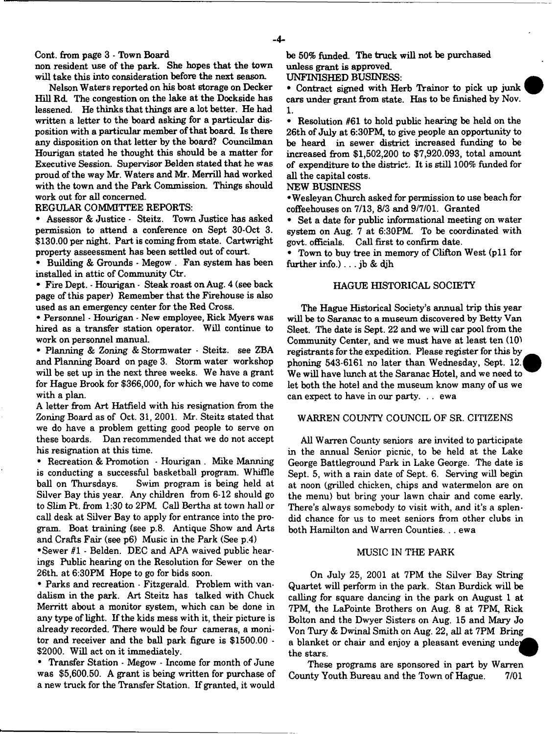Cont. from page 3 - Town Board

non resident use of the park. She hopes that the town will take this into consideration before the next season.

Nelson Waters reported on his boat storage on Decker Hill Rd. The congestion on the lake at the Dockside has lessened. He thinks that things are a lot better. He had written a letter to the board asking for a particular disposition with a particular member of that board. Is there any disposition on that letter by the board? Councilman Hourigan stated he thought this should be a matter for Executive Session. Supervisor Belden stated that he was proud of the way Mr. Waters and Mr. Merrill had worked with the town and the Park Commission. Things should work out for all concerned.

REGULAR COMMITTEE REPORTS:

- Assessor & Justice - Steitz. Town Justice has asked permission to attend a conference on Sept 30-Oct 3. $130.00 per night. Part is coming from state. Cartwright property asseessment has been settled out of court.
- Building & Grounds - Megow . Fan system has been installed in attic of Community Ctr.
- Fire Dept. - Hourigan - Steak roast on Aug. 4 (see back page of this paper) Remember that the Firehouse is also used as an emergency center for the Red Cross.
- Personnel - Hourigan - New employee, Rick Myers was hired as a transfer station operator. Will continue to work on personnel manual.
- Planning & Zoning & Stormwater - Steitz. see ZBA and Planning Board on page 3. Storm water workshop will be set up in the next three weeks. We have a grant for Hague Brook for $366,000, for which we have to come with a plan.

A letter from Art Hatfield with his resignation from the Zoning Board as of Oct. 31, 2001. Mr. Steitz stated that we do have a problem getting good people to serve on these boards. Dan recommended that we do not accept his resignation at this time.

- Recreation & Promotion - Hourigan . Mike Manning is conducting a successful basketball program. Whiffle ball on Thursdays. Swim program is being held at Silver Bay this year. Any children from 6-12 should go to Slim Pt. from 1:30 to 2PM. Call Bertha at town hall or call desk at Silver Bay to apply for entrance into the program. Boat training (see p.8. Antique Show and Arts and Crafts Fair (see p6) Music in the Park (See p.4)
- Sewer #1 - Belden. DEC and APA waived public hearings Public hearing on the Resolution for Sewer on the 26th. at 6:30PM Hope to go for bids soon.
- Parks and recreation - Fitzgerald. Problem with vandalism in the park. Art Steitz has talked with Chuck Merritt about a monitor system, which can be done in any type of light. If the kids mess with it, their picture is already recorded. There would be four cameras, a monitor and receiver and the ball park figure is $1500.00 - $2000. Will act on it immediately.
- Transfer Station - Megow - Income for month of June was $5,600.50. A grant is being written for purchase of a new truck for the Transfer Station. If granted, it would be 50% funded. The truck will not be purchased unless grant is approved.

UNFINISHED BUSINESS:

- Contract signed with Herb Trainor to pick up junk cars under grant from state. Has to be finished by Nov. 1.
- Resolution #61 to hold public hearing be held on the 26th of July at 6:30PM, to give people an opportunity to be heard in sewer district increased funding to be increased from $1,502,200 to $7,920.093, total amount of expenditure to the district. It is still 100% funded for all the capital costs.

NEW BUSINESS

- Wesleyan Church asked for permission to use beach for coffeehouses on 7/13, 8/3 and 9/7/01. Granted
- Set a date for public informational meeting on water system on Aug. 7 at 6:30PM. To be coordinated with govt. officials. Call first to confirm date.
- Town to buy tree in memory of Clifton West (p11 for further info.) . . . jb & djh

## HAGUE HISTORICAL SOCIETY

The Hague Historical Society's annual trip this year will be to Saranac to a museum discovered by Betty Van Sleet. The date is Sept. 22 and we will car pool from the Community Center, and we must have at least ten (10) registrants for the expedition. Please register for this by phoning 543-6161 no later than Wednesday, Sept. 12. We will have lunch at the Saranac Hotel, and we need to let both the hotel and the museum know many of us we can expect to have in our party. . . ewa

## WARREN COUNTY COUNCIL OF SR. CITIZENS

All Warren County seniors are invited to participate in the annual Senior picnic, to be held at the Lake George Battleground Park in Lake George. The date is Sept. 5, with a rain date of Sept. 6. Serving will begin at noon (grilled chicken, chips and watermelon are on the menu) but bring your lawn chair and come early. There's always somebody to visit with, and it's a splendid chance for us to meet seniors from other clubs in both Hamilton and Warren Counties. . . ewa

## MUSIC IN THE PARK

On July 25, 2001 at 7PM the Silver Bay String Quartet will perform in the park. Stan Burdick will be calling for square dancing in the park on August 1 at 7PM, the LaPointe Brothers on Aug. 8 at 7PM, Rick Bolton and the Dwyer Sisters on Aug. 15 and Mary Jo Von Tury & Dwinal Smith on Aug. 22, all at 7PM Bring a blanket or chair and enjoy a pleasant evening under the stars.

These programs are sponsored in part by Warren County Youth Bureau and the Town of Hague. 7/01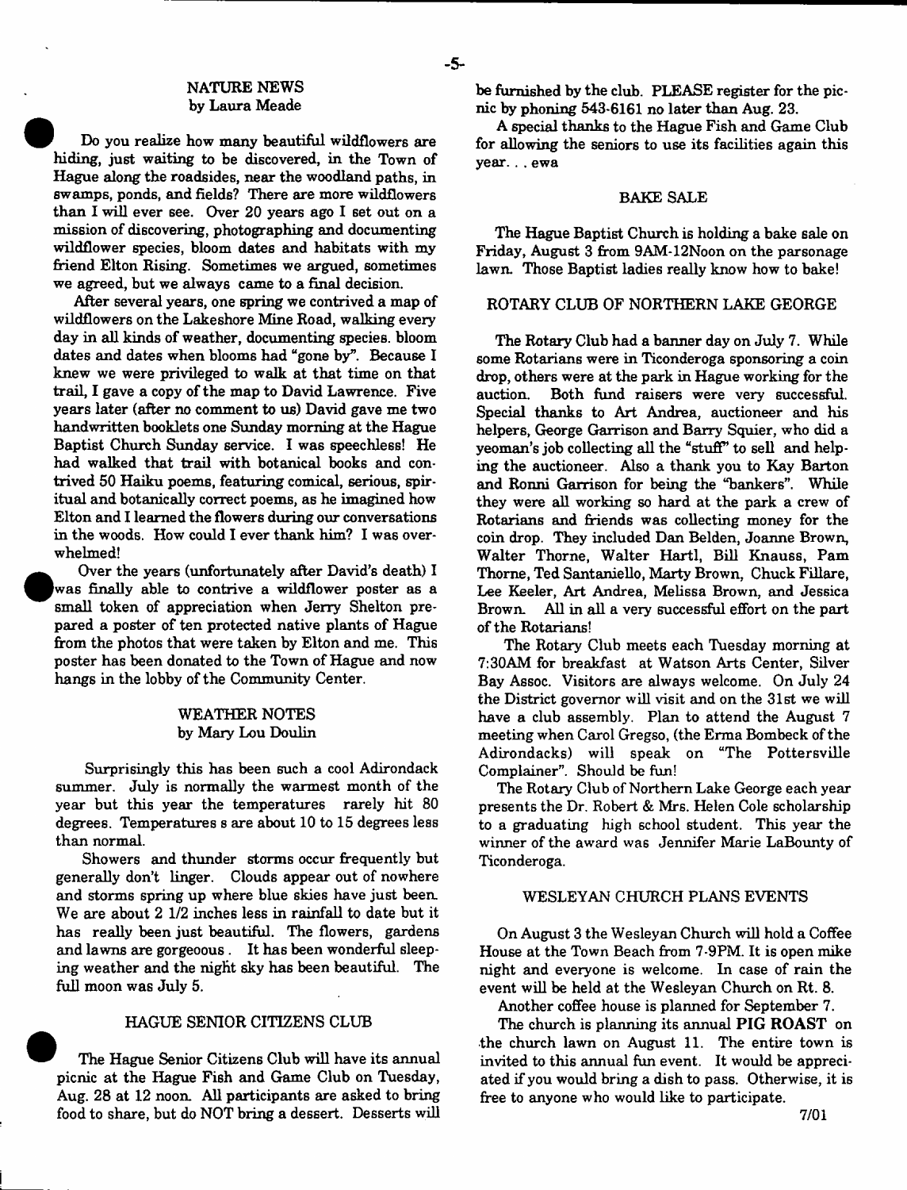## NATURE NEWS
by Laura Meade

Do you realize how many beautiful wildflowers are hiding, just waiting to be discovered, in the Town of Hague along the roadsides, near the woodland paths, in swamps, ponds, and fields? There are more wildflowers than I will ever see. Over 20 years ago I set out on a mission of discovering, photographing and documenting wildflower species, bloom dates and habitats with my friend Elton Rising. Sometimes we argued, sometimes we agreed, but we always came to a final decision.

After several years, one spring we contrived a map of wildflowers on the Lakeshore Mine Road, walking every day in all kinds of weather, documenting species. bloom dates and dates when blooms had "gone by". Because I knew we were privileged to walk at that time on that trail, I gave a copy of the map to David Lawrence. Five years later (after no comment to us) David gave me two handwritten booklets one Sunday morning at the Hague Baptist Church Sunday service. I was speechless! He had walked that trail with botanical books and contrived 50 Haiku poems, featuring comical, serious, spiritual and botanically correct poems, as he imagined how Elton and I learned the flowers during our conversations in the woods. How could I ever thank him? I was overwhelmed!

Over the years (unfortunately after David's death) I was finally able to contrive a wildflower poster as a small token of appreciation when Jerry Shelton prepared a poster of ten protected native plants of Hague from the photos that were taken by Elton and me. This poster has been donated to the Town of Hague and now hangs in the lobby of the Community Center.

## WEATHER NOTES
by Mary Lou Doulin

Surprisingly this has been such a cool Adirondack summer. July is normally the warmest month of the year but this year the temperatures rarely hit 80 degrees. Temperatures s are about 10 to 15 degrees less than normal.

Showers and thunder storms occur frequently but generally don't linger. Clouds appear out of nowhere and storms spring up where blue skies have just been. We are about 2 1/2 inches less in rainfall to date but it has really been just beautiful. The flowers, gardens and lawns are gorgeoous. It has been wonderful sleeping weather and the night sky has been beautiful. The full moon was July 5.

## HAGUE SENIOR CITIZENS CLUB

The Hague Senior Citizens Club will have its annual picnic at the Hague Fish and Game Club on Tuesday, Aug. 28 at 12 noon. All participants are asked to bring food to share, but do NOT bring a dessert. Desserts will be furnished by the club. PLEASE register for the picnic by phoning 543-6161 no later than Aug. 23.

A special thanks to the Hague Fish and Game Club for allowing the seniors to use its facilities again this year. . . ewa

## BAKE SALE

The Hague Baptist Church is holding a bake sale on Friday, August 3 from 9AM-12Noon on the parsonage lawn. Those Baptist ladies really know how to bake!

## ROTARY CLUB OF NORTHERN LAKE GEORGE

The Rotary Club had a banner day on July 7. While some Rotarians were in Ticonderoga sponsoring a coin drop, others were at the park in Hague working for the auction. Both fund raisers were very successful. Special thanks to Art Andrea, auctioneer and his helpers, George Garrison and Barry Squier, who did a yeoman's job collecting all the "stuff" to sell and helping the auctioneer. Also a thank you to Kay Barton and Ronni Garrison for being the "bankers". While they were all working so hard at the park a crew of Rotarians and friends was collecting money for the coin drop. They included Dan Belden, Joanne Brown, Walter Thorne, Walter Hartl, Bill Knauss, Pam Thorne, Ted Santaniello, Marty Brown, Chuck Fillare, Lee Keeler, Art Andrea, Melissa Brown, and Jessica Brown. All in all a very successful effort on the part of the Rotarians!

The Rotary Club meets each Tuesday morning at 7:30AM for breakfast at Watson Arts Center, Silver Bay Assoc. Visitors are always welcome. On July 24 the District governor will visit and on the 31st we will have a club assembly. Plan to attend the August 7 meeting when Carol Gregso, (the Erma Bombeck of the Adirondacks) will speak on "The Pottersville Complainer". Should be fun!

The Rotary Club of Northern Lake George each year presents the Dr. Robert & Mrs. Helen Cole scholarship to a graduating high school student. This year the winner of the award was Jennifer Marie LaBounty of Ticonderoga.

## WESLEYAN CHURCH PLANS EVENTS

On August 3 the Wesleyan Church will hold a Coffee House at the Town Beach from 7-9PM. It is open mike night and everyone is welcome. In case of rain the event will be held at the Wesleyan Church on Rt. 8.

Another coffee house is planned for September 7.

The church is planning its annual **PIG ROAST** on the church lawn on August 11. The entire town is invited to this annual fun event. It would be appreciated if you would bring a dish to pass. Otherwise, it is free to anyone who would like to participate.

7/01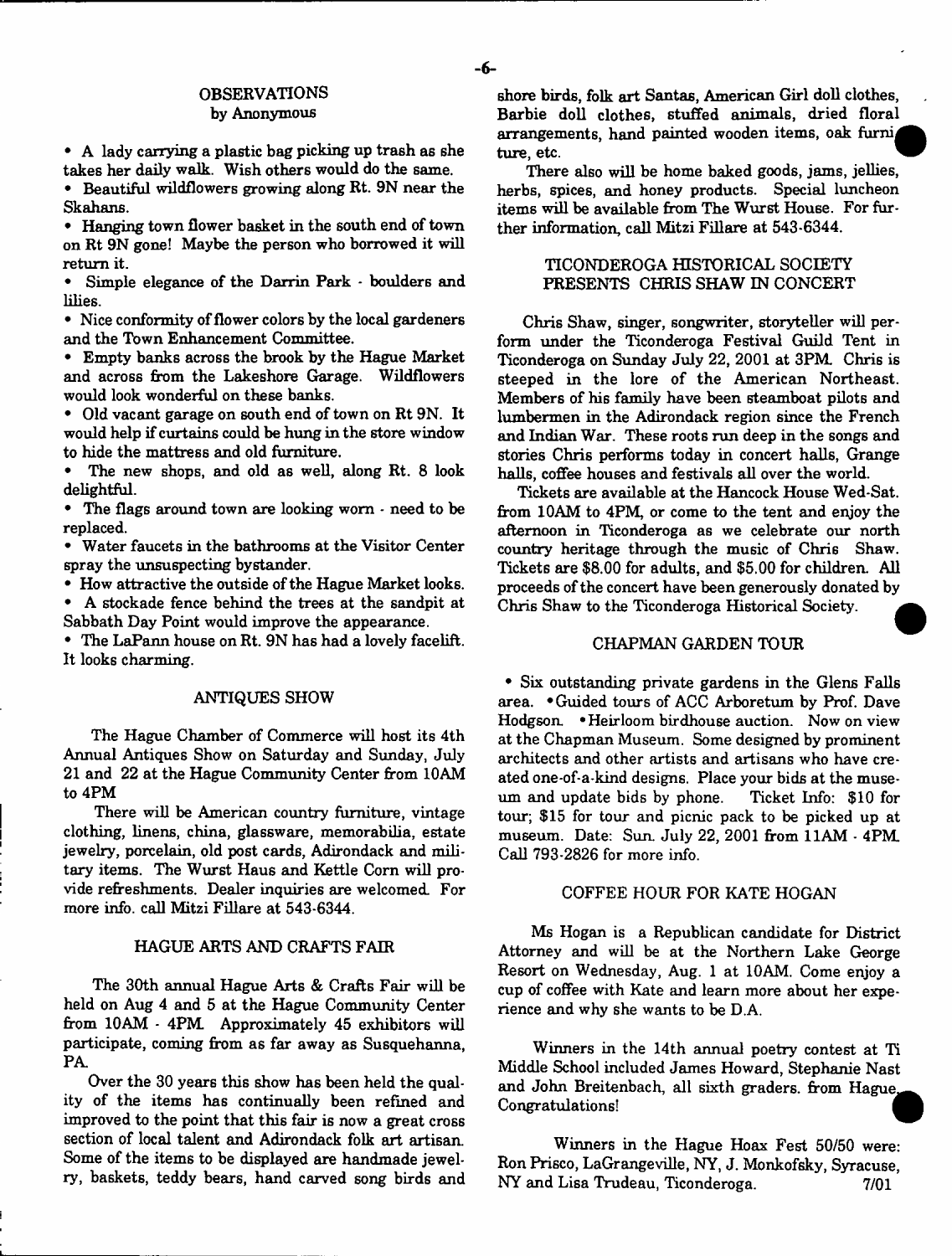## OBSERVATIONS
by Anonymous

- A lady carrying a plastic bag picking up trash as she takes her daily walk. Wish others would do the same.
- Beautiful wildflowers growing along Rt. 9N near the Skahans.
- Hanging town flower basket in the south end of town on Rt 9N gone! Maybe the person who borrowed it will return it.
- Simple elegance of the Darrin Park - boulders and lilies.
- Nice conformity of flower colors by the local gardeners and the Town Enhancement Committee.
- Empty banks across the brook by the Hague Market and across from the Lakeshore Garage. Wildflowers would look wonderful on these banks.
- Old vacant garage on south end of town on Rt 9N. It would help if curtains could be hung in the store window to hide the mattress and old furniture.
- The new shops, and old as well, along Rt. 8 look delightful.
- The flags around town are looking worn - need to be replaced.
- Water faucets in the bathrooms at the Visitor Center spray the unsuspecting bystander.
- How attractive the outside of the Hague Market looks.
- A stockade fence behind the trees at the sandpit at Sabbath Day Point would improve the appearance.
- The LaPann house on Rt. 9N has had a lovely facelift. It looks charming.

## ANTIQUES SHOW

The Hague Chamber of Commerce will host its 4th Annual Antiques Show on Saturday and Sunday, July 21 and 22 at the Hague Community Center from 10AM to 4PM

There will be American country furniture, vintage clothing, linens, china, glassware, memorabilia, estate jewelry, porcelain, old post cards, Adirondack and military items. The Wurst Haus and Kettle Corn will provide refreshments. Dealer inquiries are welcomed. For more info. call Mitzi Fillare at 543-6344.

## HAGUE ARTS AND CRAFTS FAIR

The 30th annual Hague Arts & Crafts Fair will be held on Aug 4 and 5 at the Hague Community Center from 10AM - 4PM. Approximately 45 exhibitors will participate, coming from as far away as Susquehanna, PA.

Over the 30 years this show has been held the quality of the items has continually been refined and improved to the point that this fair is now a great cross section of local talent and Adirondack folk art artisan. Some of the items to be displayed are handmade jewelry, baskets, teddy bears, hand carved song birds and shore birds, folk art Santas, American Girl doll clothes, Barbie doll clothes, stuffed animals, dried floral arrangements, hand painted wooden items, oak furniture, etc.

There also will be home baked goods, jams, jellies, herbs, spices, and honey products. Special luncheon items will be available from The Wurst House. For further information, call Mitzi Fillare at 543-6344.

## TICONDEROGA HISTORICAL SOCIETY PRESENTS CHRIS SHAW IN CONCERT

Chris Shaw, singer, songwriter, storyteller will perform under the Ticonderoga Festival Guild Tent in Ticonderoga on Sunday July 22, 2001 at 3PM. Chris is steeped in the lore of the American Northeast. Members of his family have been steamboat pilots and lumbermen in the Adirondack region since the French and Indian War. These roots run deep in the songs and stories Chris performs today in concert halls, Grange halls, coffee houses and festivals all over the world.

Tickets are available at the Hancock House Wed-Sat. from 10AM to 4PM, or come to the tent and enjoy the afternoon in Ticonderoga as we celebrate our north country heritage through the music of Chris Shaw. Tickets are $8.00 for adults, and $5.00 for children. All proceeds of the concert have been generously donated by Chris Shaw to the Ticonderoga Historical Society.

## CHAPMAN GARDEN TOUR

- Six outstanding private gardens in the Glens Falls area. • Guided tours of ACC Arboretum by Prof. Dave Hodgson. • Heirloom birdhouse auction. Now on view at the Chapman Museum. Some designed by prominent architects and other artists and artisans who have created one-of-a-kind designs. Place your bids at the museum and update bids by phone. Ticket Info: $10 for tour; $15 for tour and picnic pack to be picked up at museum. Date: Sun. July 22, 2001 from 11AM - 4PM. Call 793-2826 for more info.

## COFFEE HOUR FOR KATE HOGAN

Ms Hogan is a Republican candidate for District Attorney and will be at the Northern Lake George Resort on Wednesday, Aug. 1 at 10AM. Come enjoy a cup of coffee with Kate and learn more about her experience and why she wants to be D.A.

Winners in the 14th annual poetry contest at Ti Middle School included James Howard, Stephanie Nast and John Breitenbach, all sixth graders. from Hague. Congratulations!

Winners in the Hague Hoax Fest 50/50 were: Ron Prisco, LaGrangeville, NY, J. Monkofsky, Syracuse, NY and Lisa Trudeau, Ticonderoga. 7/01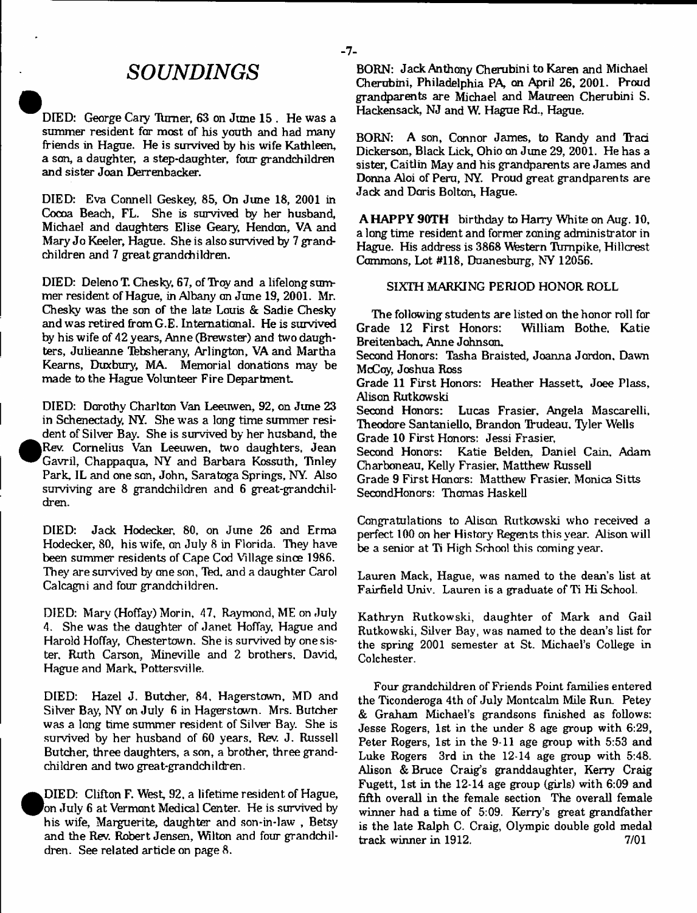# *SOUNDINGS*

DIED: George Cary Turner, 63 on June 15 . He was a summer resident for most of his youth and had many friends in Hague. He is survived by his wife Kathleen, a son, a daughter, a step-daughter, four grandchildren and sister Joan Derrenbacker.

DIED: Eva Connell Geskey, 85, On June 18, 2001 in Cocoa Beach, FL. She is survived by her husband, Michael and daughters Elise Geary, Hendon, VA and Mary Jo Keeler, Hague. She is also survived by 7 grandchildren and 7 great grandchildren.

DIED: Deleno T. Chesky, 67, of Troy and a lifelong summer resident of Hague, in Albany on June 19, 2001. Mr. Chesky was the son of the late Louis & Sadie Chesky and was retired from G.E. International. He is survived by his wife of 42 years, Anne (Brewster) and two daughters, Julieanne Tebsherany, Arlington, VA and Martha Kearns, Duxbury, MA. Memorial donations may be made to the Hague Volunteer Fire Department.

DIED: Dorothy Charlton Van Leeuwen, 92, on June 23 in Schenectady, NY. She was a long time summer resident of Silver Bay. She is survived by her husband, the Rev. Cornelius Van Leeuwen, two daughters, Jean Gavril, Chappaqua, NY and Barbara Kossuth, Tinley Park, IL and one son, John, Saratoga Springs, NY. Also surviving are 8 grandchildren and 6 great-grandchildren.

DIED: Jack Hodecker, 80, on June 26 and Erma Hodecker, 80, his wife, on July 8 in Florida. They have been summer residents of Cape Cod Village since 1986. They are survived by one son, Ted, and a daughter Carol Calcagni and four grandchildren.

DIED: Mary (Hoffay) Morin, 47, Raymond, ME on July 4. She was the daughter of Janet Hoffay, Hague and Harold Hoffay, Chestertown. She is survived by one sister, Ruth Carson, Mineville and 2 brothers, David, Hague and Mark, Pottersville.

DIED: Hazel J. Butcher, 84, Hagerstown, MD and Silver Bay, NY on July 6 in Hagerstown. Mrs. Butcher was a long time summer resident of Silver Bay. She is survived by her husband of 60 years, Rev. J. Russell Butcher, three daughters, a son, a brother, three grandchildren and two great-grandchildren.

DIED: Clifton F. West, 92, a lifetime resident of Hague, on July 6 at Vermont Medical Center. He is survived by his wife, Marguerite, daughter and son-in-law , Betsy and the Rev. Robert Jensen, Wilton and four grandchildren. See related article on page 8.

BORN: Jack Anthony Cherubini to Karen and Michael Cherubini, Philadelphia PA, on April 26, 2001. Proud grandparents are Michael and Maureen Cherubini S. Hackensack, NJ and W. Hague Rd., Hague.

BORN: A son, Connor James, to Randy and Traci Dickerson, Black Lick, Ohio on June 29, 2001. He has a sister, Caitlin May and his grandparents are James and Donna Aloi of Peru, NY. Proud great grandparents are Jack and Doris Bolton, Hague.

**A HAPPY 90TH** birthday to Harry White on Aug. 10, a long time resident and former zoning administrator in Hague. His address is 3868 Western Turnpike, Hillcrest Commons, Lot #118, Duanesburg, NY 12056.

SIXTH MARKING PERIOD HONOR ROLL

The following students are listed on the honor roll for
Grade 12 First Honors: William Bothe, Katie Breitenbach, Anne Johnson.
Second Honors: Tasha Braisted, Joanna Jordon, Dawn McCoy, Joshua Ross
Grade 11 First Honors: Heather Hassett, Joee Plass, Alison Rutkowski
Second Honors: Lucas Frasier, Angela Mascarelli, Theodore Santaniello, Brandon Trudeau, Tyler Wells
Grade 10 First Honors: Jessi Frasier,
Second Honors: Katie Belden, Daniel Cain, Adam Charboneau, Kelly Frasier, Matthew Russell
Grade 9 First Honors: Matthew Frasier, Monica Sitts
SecondHonors: Thomas Haskell

Congratulations to Alison Rutkowski who received a perfect 100 on her History Regents this year. Alison will be a senior at Ti High School this coming year.

Lauren Mack, Hague, was named to the dean's list at Fairfield Univ. Lauren is a graduate of Ti Hi School.

Kathryn Rutkowski, daughter of Mark and Gail Rutkowski, Silver Bay, was named to the dean's list for the spring 2001 semester at St. Michael's College in Colchester.

Four grandchildren of Friends Point families entered the Ticonderoga 4th of July Montcalm Mile Run. Petey & Graham Michael's grandsons finished as follows: Jesse Rogers, 1st in the under 8 age group with 6:29, Peter Rogers, 1st in the 9-11 age group with 5:53 and Luke Rogers 3rd in the 12-14 age group with 5:48. Alison & Bruce Craig's granddaughter, Kerry Craig Fugett, 1st in the 12-14 age group (girls) with 6:09 and fifth overall in the female section The overall female winner had a time of 5:09. Kerry's great grandfather is the late Ralph C. Craig, Olympic double gold medal track winner in 1912. 7/01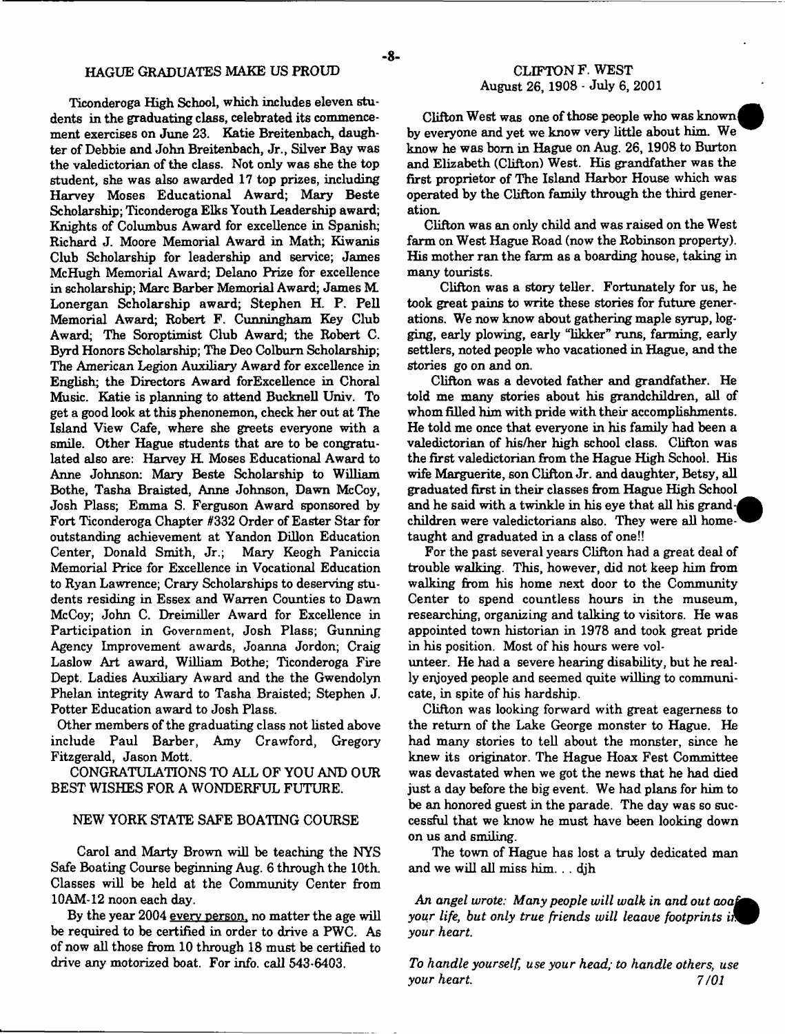## HAGUE GRADUATES MAKE US PROUD

Ticonderoga High School, which includes eleven students in the graduating class, celebrated its commencement exercises on June 23. Katie Breitenbach, daughter of Debbie and John Breitenbach, Jr., Silver Bay was the valedictorian of the class. Not only was she the top student, she was also awarded 17 top prizes, including Harvey Moses Educational Award; Mary Beste Scholarship; Ticonderoga Elks Youth Leadership award; Knights of Columbus Award for excellence in Spanish; Richard J. Moore Memorial Award in Math; Kiwanis Club Scholarship for leadership and service; James McHugh Memorial Award; Delano Prize for excellence in scholarship; Marc Barber Memorial Award; James M. Lonergan Scholarship award; Stephen H. P. Pell Memorial Award; Robert F. Cunningham Key Club Award; The Soroptimist Club Award; the Robert C. Byrd Honors Scholarship; The Deo Colburn Scholarship; The American Legion Auxiliary Award for excellence in English; the Directors Award forExcellence in Choral Music. Katie is planning to attend Bucknell Univ. To get a good look at this phenonemon, check her out at The Island View Cafe, where she greets everyone with a smile. Other Hague students that are to be congratulated also are: Harvey H. Moses Educational Award to Anne Johnson: Mary Beste Scholarship to William Bothe, Tasha Braisted, Anne Johnson, Dawn McCoy, Josh Plass; Emma S. Ferguson Award sponsored by Fort Ticonderoga Chapter #332 Order of Easter Star for outstanding achievement at Yandon Dillon Education Center, Donald Smith, Jr.; Mary Keogh Paniccia Memorial Price for Excellence in Vocational Education to Ryan Lawrence; Crary Scholarships to deserving students residing in Essex and Warren Counties to Dawn McCoy; John C. Dreimiller Award for Excellence in Participation in Government, Josh Plass; Gunning Agency Improvement awards, Joanna Jordon; Craig Laslow Art award, William Bothe; Ticonderoga Fire Dept. Ladies Auxiliary Award and the the Gwendolyn Phelan integrity Award to Tasha Braisted; Stephen J. Potter Education award to Josh Plass.

Other members of the graduating class not listed above include Paul Barber, Amy Crawford, Gregory Fitzgerald, Jason Mott.

CONGRATULATIONS TO ALL OF YOU AND OUR BEST WISHES FOR A WONDERFUL FUTURE.

## NEW YORK STATE SAFE BOATING COURSE

Carol and Marty Brown will be teaching the NYS Safe Boating Course beginning Aug. 6 through the 10th. Classes will be held at the Community Center from 10AM-12 noon each day.

By the year 2004 every person, no matter the age will be required to be certified in order to drive a PWC. As of now all those from 10 through 18 must be certified to drive any motorized boat. For info. call 543-6403.

## CLIFTON F. WEST
August 26, 1908 - July 6, 2001

Clifton West was one of those people who was known by everyone and yet we know very little about him. We know he was born in Hague on Aug. 26, 1908 to Burton and Elizabeth (Clifton) West. His grandfather was the first proprietor of The Island Harbor House which was operated by the Clifton family through the third generation.

Clifton was an only child and was raised on the West farm on West Hague Road (now the Robinson property). His mother ran the farm as a boarding house, taking in many tourists.

Clifton was a story teller. Fortunately for us, he took great pains to write these stories for future generations. We now know about gathering maple syrup, logging, early plowing, early "likker" runs, farming, early settlers, noted people who vacationed in Hague, and the stories go on and on.

Clifton was a devoted father and grandfather. He told me many stories about his grandchildren, all of whom filled him with pride with their accomplishments. He told me once that everyone in his family had been a valedictorian of his/her high school class. Clifton was the first valedictorian from the Hague High School. His wife Marguerite, son Clifton Jr. and daughter, Betsy, all graduated first in their classes from Hague High School and he said with a twinkle in his eye that all his grandchildren were valedictorians also. They were all home-taught and graduated in a class of one!!

For the past several years Clifton had a great deal of trouble walking. This, however, did not keep him from walking from his home next door to the Community Center to spend countless hours in the museum, researching, organizing and talking to visitors. He was appointed town historian in 1978 and took great pride in his position. Most of his hours were volunteer. He had a severe hearing disability, but he really enjoyed people and seemed quite willing to communicate, in spite of his hardship.

Clifton was looking forward with great eagerness to the return of the Lake George monster to Hague. He had many stories to tell about the monster, since he knew its originator. The Hague Hoax Fest Committee was devastated when we got the news that he had died just a day before the big event. We had plans for him to be an honored guest in the parade. The day was so successful that we know he must have been looking down on us and smiling.

The town of Hague has lost a truly dedicated man and we will all miss him. . . djh

*An angel wrote: Many people will walk in and out aoaf your life, but only true friends will leaave footprints in your heart.*

*To handle yourself, use your head; to handle others, use your heart.* 7/01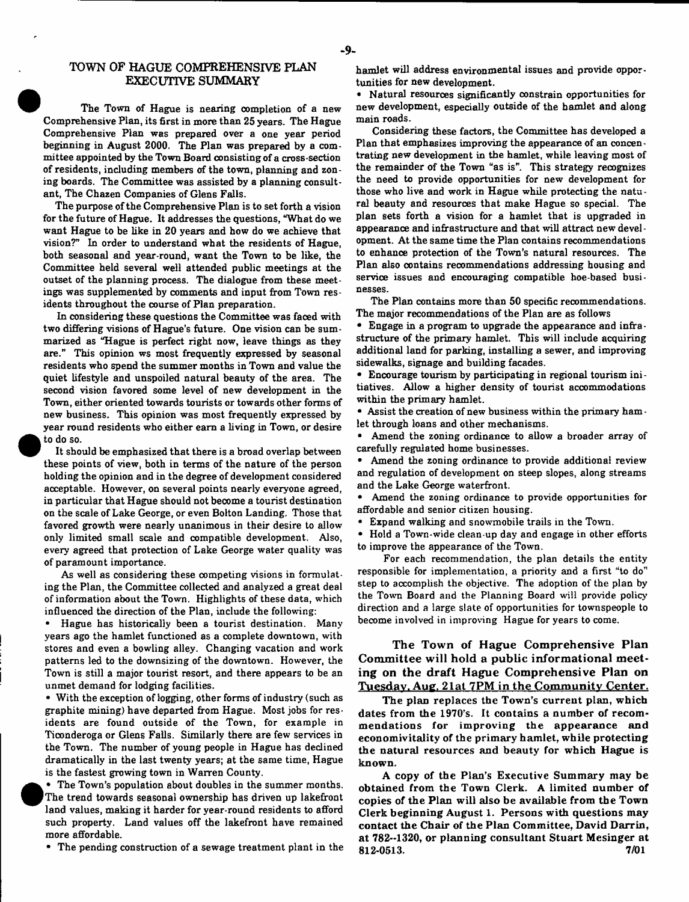## TOWN OF HAGUE COMPREHENSIVE PLAN EXECUTIVE SUMMARY

The Town of Hague is nearing completion of a new Comprehensive Plan, its first in more than 25 years. The Hague Comprehensive Plan was prepared over a one year period beginning in August 2000. The Plan was prepared by a committee appointed by the Town Board consisting of a cross-section of residents, including members of the town, planning and zoning boards. The Committee was assisted by a planning consultant, The Chazen Companies of Glens Falls.

The purpose of the Comprehensive Plan is to set forth a vision for the future of Hague. It addresses the questions, "What do we want Hague to be like in 20 years and how do we achieve that vision?" In order to understand what the residents of Hague, both seasonal and year-round, want the Town to be like, the Committee held several well attended public meetings at the outset of the planning process. The dialogue from these meetings was supplemented by comments and input from Town residents throughout the course of Plan preparation.

In considering these questions the Committee was faced with two differing visions of Hague's future. One vision can be summarized as "Hague is perfect right now, leave things as they are." This opinion ws most frequently expressed by seasonal residents who spend the summer months in Town and value the quiet lifestyle and unspoiled natural beauty of the area. The second vision favored some level of new development in the Town, either oriented towards tourists or towards other forms of new business. This opinion was most frequently expressed by year round residents who either earn a living in Town, or desire to do so.

It should be emphasized that there is a broad overlap between these points of view, both in terms of the nature of the person holding the opinion and in the degree of development considered acceptable. However, on several points nearly everyone agreed, in particular that Hague should not become a tourist destination on the scale of Lake George, or even Bolton Landing. Those that favored growth were nearly unanimous in their desire to allow only limited small scale and compatible development. Also, every agreed that protection of Lake George water quality was of paramount importance.

As well as considering these competing visions in formulating the Plan, the Committee collected and analyzed a great deal of information about the Town. Highlights of these data, which influenced the direction of the Plan, include the following:

- Hague has historically been a tourist destination. Many years ago the hamlet functioned as a complete downtown, with stores and even a bowling alley. Changing vacation and work patterns led to the downsizing of the downtown. However, the Town is still a major tourist resort, and there appears to be an unmet demand for lodging facilities.
- With the exception of logging, other forms of industry (such as graphite mining) have departed from Hague. Most jobs for residents are found outside of the Town, for example in Ticonderoga or Glens Falls. Similarly there are few services in the Town. The number of young people in Hague has declined dramatically in the last twenty years; at the same time, Hague is the fastest growing town in Warren County.
- The Town's population about doubles in the summer months. The trend towards seasonal ownership has driven up lakefront land values, making it harder for year-round residents to afford such property. Land values off the lakefront have remained more affordable.
- The pending construction of a sewage treatment plant in the hamlet will address environmental issues and provide opportunities for new development.
- Natural resources significantly constrain opportunities for new development, especially outside of the hamlet and along main roads.

Considering these factors, the Committee has developed a Plan that emphasizes improving the appearance of an concentrating new development in the hamlet, while leaving most of the remainder of the Town "as is". This strategy recognizes the need to provide opportunities for new development for those who live and work in Hague while protecting the natural beauty and resources that make Hague so special. The plan sets forth a vision for a hamlet that is upgraded in appearance and infrastructure and that will attract new development. At the same time the Plan contains recommendations to enhance protection of the Town's natural resources. The Plan also contains recommendations addressing housing and service issues and encouraging compatible hoe-based businesses.

The Plan contains more than 50 specific recommendations. The major recommendations of the Plan are as follows

- Engage in a program to upgrade the appearance and infrastructure of the primary hamlet. This will include acquiring additional land for parking, installing a sewer, and improving sidewalks, signage and building facades.
- Encourage tourism by participating in regional tourism initiatives. Allow a higher density of tourist accommodations within the primary hamlet.
- Assist the creation of new business within the primary hamlet through loans and other mechanisms.
- Amend the zoning ordinance to allow a broader array of carefully regulated home businesses.
- Amend the zoning ordinance to provide additional review and regulation of development on steep slopes, along streams and the Lake George waterfront.
- Amend the zoning ordinance to provide opportunities for affordable and senior citizen housing.
- Expand walking and snowmobile trails in the Town.
- Hold a Town-wide clean-up day and engage in other efforts to improve the appearance of the Town.

For each recommendation, the plan details the entity responsible for implementation, a priority and a first "to do" step to accomplish the objective. The adoption of the plan by the Town Board and the Planning Board will provide policy direction and a large slate of opportunities for townspeople to become involved in improving Hague for years to come.

**The Town of Hague Comprehensive Plan Committee will hold a public informational meeting on the draft Hague Comprehensive Plan on <u>Tuesday, Aug. 21at 7PM in the Community Center.</u>**

**The plan replaces the Town's current plan, which dates from the 1970's. It contains a number of recommendations for improving the appearance and economivitality of the primary hamlet, while protecting the natural resources and beauty for which Hague is known.**

**A copy of the Plan's Executive Summary may be obtained from the Town Clerk. A limited number of copies of the Plan will also be available from the Town Clerk beginning August 1. Persons with questions may contact the Chair of the Plan Committee, David Darrin, at 782--1320, or planning consultant Stuart Mesinger at 812-0513.** 7/01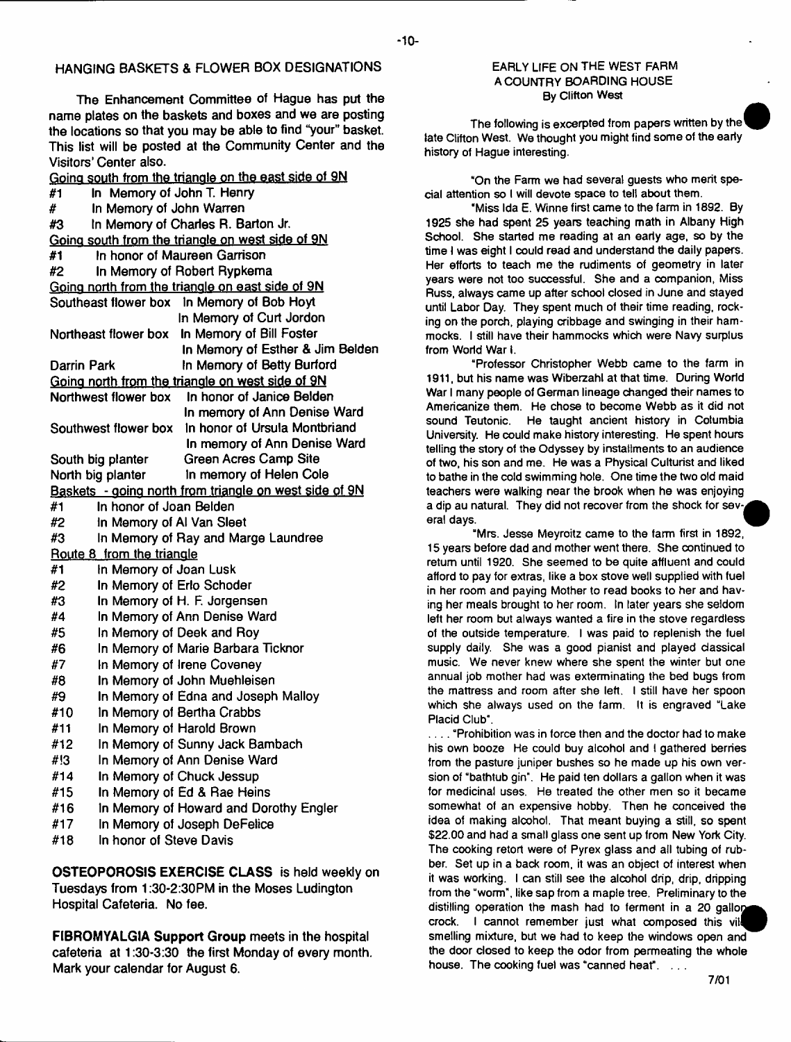## HANGING BASKETS & FLOWER BOX DESIGNATIONS

The Enhancement Committee of Hague has put the name plates on the baskets and boxes and we are posting the locations so that you may be able to find "your" basket. This list will be posted at the Community Center and the Visitors' Center also.

Going south from the triangle on the east side of 9N

- #1 In Memory of John T. Henry
- # In Memory of John Warren
- #3 In Memory of Charles R. Barton Jr.

Going south from the triangle on west side of 9N

- #1 In honor of Maureen Garrison
- #2 In Memory of Robert Rypkema

Going north from the triangle on east side of 9N

| | |
|---|---|
| Southeast flower box | In Memory of Bob Hoyt |
| | In Memory of Curt Jordon |
| Northeast flower box | In Memory of Bill Foster |
| | In Memory of Esther & Jim Belden |
| Darrin Park | In Memory of Betty Burford |

Going north from the triangle on west side of 9N

| | |
|---|---|
| Northwest flower box | In honor of Janice Belden |
| | In memory of Ann Denise Ward |
| Southwest flower box | In honor of Ursula Montbriand |
| | In memory of Ann Denise Ward |
| South big planter | Green Acres Camp Site |
| North big planter | In memory of Helen Cole |

Baskets - going north from triangle on west side of 9N

- #1 In honor of Joan Belden
- #2 In Memory of Al Van Sleet
- #3 In Memory of Ray and Marge Laundree

Route 8 from the triangle

- #1 In Memory of Joan Lusk
- #2 In Memory of Erlo Schoder
- #3 In Memory of H. F. Jorgensen
- #4 In Memory of Ann Denise Ward
- #5 In Memory of Deek and Roy
- #6 In Memory of Marie Barbara Ticknor
- #7 In Memory of Irene Coveney
- #8 In Memory of John Muehleisen
- #9 In Memory of Edna and Joseph Malloy
- #10 In Memory of Bertha Crabbs
- #11 In Memory of Harold Brown
- #12 In Memory of Sunny Jack Bambach
- #!3 In Memory of Ann Denise Ward
- #14 In Memory of Chuck Jessup
- #15 In Memory of Ed & Rae Heins
- #16 In Memory of Howard and Dorothy Engler
- #17 In Memory of Joseph DeFelice
- #18 In honor of Steve Davis

**OSTEOPOROSIS EXERCISE CLASS** is held weekly on Tuesdays from 1:30-2:30PM in the Moses Ludington Hospital Cafeteria. No fee.

**FIBROMYALGIA Support Group** meets in the hospital cafeteria at 1:30-3:30 the first Monday of every month. Mark your calendar for August 6.

## EARLY LIFE ON THE WEST FARM
## A COUNTRY BOARDING HOUSE
By Clifton West

The following is excerpted from papers written by the late Clifton West. We thought you might find some of the early history of Hague interesting.

"On the Farm we had several guests who merit special attention so I will devote space to tell about them.

"Miss Ida E. Winne first came to the farm in 1892. By 1925 she had spent 25 years teaching math in Albany High School. She started me reading at an early age, so by the time I was eight I could read and understand the daily papers. Her efforts to teach me the rudiments of geometry in later years were not too successful. She and a companion, Miss Russ, always came up after school closed in June and stayed until Labor Day. They spent much of their time reading, rocking on the porch, playing cribbage and swinging in their hammocks. I still have their hammocks which were Navy surplus from World War I.

"Professor Christopher Webb came to the farm in 1911, but his name was Wiberzahl at that time. During World War I many people of German lineage changed their names to Americanize them. He chose to become Webb as it did not sound Teutonic. He taught ancient history in Columbia University. He could make history interesting. He spent hours telling the story of the Odyssey by installments to an audience of two, his son and me. He was a Physical Culturist and liked to bathe in the cold swimming hole. One time the two old maid teachers were walking near the brook when he was enjoying a dip au natural. They did not recover from the shock for several days.

"Mrs. Jesse Meyroitz came to the farm first in 1892, 15 years before dad and mother went there. She continued to return until 1920. She seemed to be quite affluent and could afford to pay for extras, like a box stove well supplied with fuel in her room and paying Mother to read books to her and having her meals brought to her room. In later years she seldom left her room but always wanted a fire in the stove regardless of the outside temperature. I was paid to replenish the fuel supply daily. She was a good pianist and played classical music. We never knew where she spent the winter but one annual job mother had was exterminating the bed bugs from the mattress and room after she left. I still have her spoon which she always used on the farm. It is engraved "Lake Placid Club".

. . . . "Prohibition was in force then and the doctor had to make his own booze He could buy alcohol and I gathered berries from the pasture juniper bushes so he made up his own version of "bathtub gin". He paid ten dollars a gallon when it was for medicinal uses. He treated the other men so it became somewhat of an expensive hobby. Then he conceived the idea of making alcohol. That meant buying a still, so spent $22.00 and had a small glass one sent up from New York City. The cooking retort were of Pyrex glass and all tubing of rubber. Set up in a back room, it was an object of interest when it was working. I can still see the alcohol drip, drip, dripping from the "worm", like sap from a maple tree. Preliminary to the distilling operation the mash had to ferment in a 20 gallon crock. I cannot remember just what composed this vile smelling mixture, but we had to keep the windows open and the door closed to keep the odor from permeating the whole house. The cooking fuel was "canned heat". . . .

7/01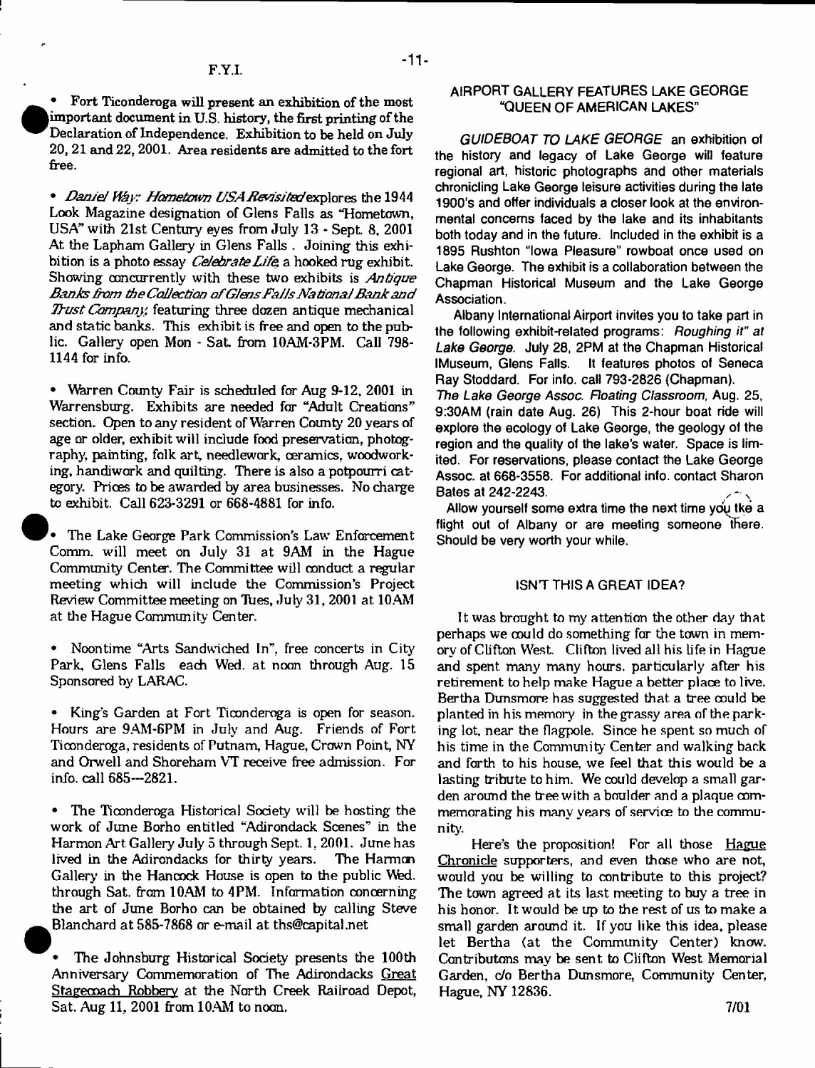## F.Y.I.

- Fort Ticonderoga will present an exhibition of the most important document in U.S. history, the first printing of the Declaration of Independence. Exhibition to be held on July 20, 21 and 22, 2001. Area residents are admitted to the fort free.

- *Daniel Way: Hometown USA Revisited* explores the 1944 Look Magazine designation of Glens Falls as "Hometown, USA" with 21st Century eyes from July 13 - Sept. 8, 2001 At the Lapham Gallery in Glens Falls . Joining this exhibition is a photo essay *Celebrate Life*, a hooked rug exhibit. Showing concurrently with these two exhibits is *Antique Banks from the Collection of Glens Falls National Bank and Trust Company*; featuring three dozen antique mechanical and static banks. This exhibit is free and open to the public. Gallery open Mon - Sat. from 10AM-3PM. Call 798-1144 for info.

- Warren County Fair is scheduled for Aug 9-12, 2001 in Warrensburg. Exhibits are needed for "Adult Creations" section. Open to any resident of Warren County 20 years of age or older, exhibit will include food preservation, photography, painting, folk art, needlework, ceramics, woodworking, handiwork and quilting. There is also a potpourri category. Prices to be awarded by area businesses. No charge to exhibit. Call 623-3291 or 668-4881 for info.

- The Lake George Park Commission's Law Enforcement Comm. will meet on July 31 at 9AM in the Hague Community Center. The Committee will conduct a regular meeting which will include the Commission's Project Review Committee meeting on Tues, July 31, 2001 at 10AM at the Hague Community Center.

- Noontime "Arts Sandwiched In", free concerts in City Park, Glens Falls each Wed. at noon through Aug. 15 Sponsored by LARAC.

- King's Garden at Fort Ticonderoga is open for season. Hours are 9AM-6PM in July and Aug. Friends of Fort Ticonderoga, residents of Putnam, Hague, Crown Point, NY and Orwell and Shoreham VT receive free admission. For info. call 685—2821.

- The Ticonderoga Historical Society will be hosting the work of June Borho entitled "Adirondack Scenes" in the Harmon Art Gallery July 5 through Sept. 1, 2001. June has lived in the Adirondacks for thirty years. The Harmon Gallery in the Hancock House is open to the public Wed. through Sat. from 10AM to 4PM. Information concerning the art of June Borho can be obtained by calling Steve Blanchard at 585-7868 or e-mail at ths@capital.net

- The Johnsburg Historical Society presents the 100th Anniversary Commemoration of The Adirondacks Great Stagecoach Robbery at the North Creek Railroad Depot, Sat. Aug 11, 2001 from 10AM to noon.

## AIRPORT GALLERY FEATURES LAKE GEORGE "QUEEN OF AMERICAN LAKES"

*GUIDEBOAT TO LAKE GEORGE* an exhibition of the history and legacy of Lake George will feature regional art, historic photographs and other materials chronicling Lake George leisure activities during the late 1900's and offer individuals a closer look at the environmental concerns faced by the lake and its inhabitants both today and in the future. Included in the exhibit is a 1895 Rushton "Iowa Pleasure" rowboat once used on Lake George. The exhibit is a collaboration between the Chapman Historical Museum and the Lake George Association.

Albany International Airport invites you to take part in the following exhibit-related programs: *Roughing it" at Lake George.* July 28, 2PM at the Chapman Historical Museum, Glens Falls. It features photos of Seneca Ray Stoddard. For info. call 793-2826 (Chapman).

*The Lake George Assoc. Floating Classroom,* Aug. 25, 9:30AM (rain date Aug. 26) This 2-hour boat ride will explore the ecology of Lake George, the geology of the region and the quality of the lake's water. Space is limited. For reservations, please contact the Lake George Assoc. at 668-3558. For additional info. contact Sharon Bates at 242-2243.

Allow yourself some extra time the next time you take a flight out of Albany or are meeting someone there. Should be very worth your while.

## ISN'T THIS A GREAT IDEA?

It was brought to my attention the other day that perhaps we could do something for the town in memory of Clifton West. Clifton lived all his life in Hague and spent many many hours. particularly after his retirement to help make Hague a better place to live. Bertha Dunsmore has suggested that a tree could be planted in his memory in the grassy area of the parking lot, near the flagpole. Since he spent so much of his time in the Community Center and walking back and forth to his house, we feel that this would be a lasting tribute to him. We could develop a small garden around the tree with a boulder and a plaque commemorating his many years of service to the community.

Here's the proposition! For all those Hague Chronicle supporters, and even those who are not, would you be willing to contribute to this project? The town agreed at its last meeting to buy a tree in his honor. It would be up to the rest of us to make a small garden around it. If you like this idea, please let Bertha (at the Community Center) know. Contributions may be sent to Clifton West Memorial Garden, c/o Bertha Dunsmore, Community Center, Hague, NY 12836.

7/01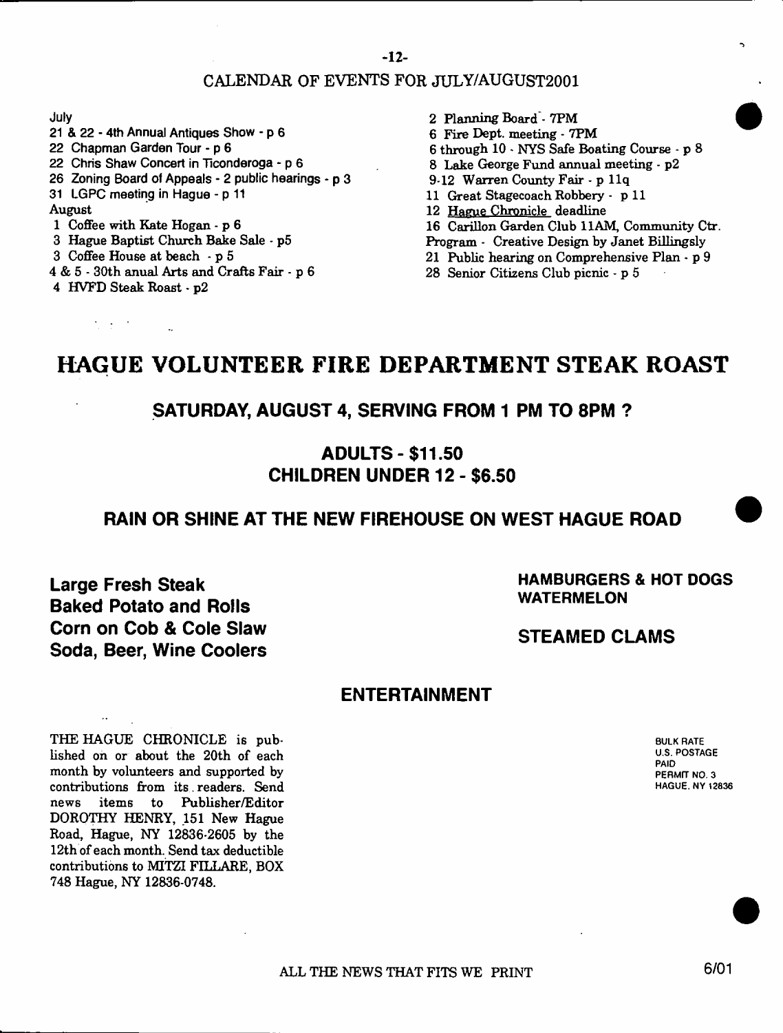## CALENDAR OF EVENTS FOR JULY/AUGUST2001

July

21 & 22 - 4th Annual Antiques Show - p 6
22 Chapman Garden Tour - p 6
22 Chris Shaw Concert in Ticonderoga - p 6
26 Zoning Board of Appeals - 2 public hearings - p 3
31 LGPC meeting in Hague - p 11

August

1 Coffee with Kate Hogan - p 6
3 Hague Baptist Church Bake Sale - p5
3 Coffee House at beach - p 5
4 & 5 - 30th anual Arts and Crafts Fair - p 6
4 HVFD Steak Roast - p2
2 Planning Board - 7PM
6 Fire Dept. meeting - 7PM
6 through 10 - NYS Safe Boating Course - p 8
8 Lake George Fund annual meeting - p2
9-12 Warren County Fair - p 11q
11 Great Stagecoach Robbery - p 11
12 Hague Chronicle deadline
16 Carillon Garden Club 11AM, Community Ctr.
Program - Creative Design by Janet Billingsly
21 Public hearing on Comprehensive Plan - p 9
28 Senior Citizens Club picnic - p 5

# HAGUE VOLUNTEER FIRE DEPARTMENT STEAK ROAST

## SATURDAY, AUGUST 4, SERVING FROM 1 PM TO 8PM ?

## ADULTS - $11.50
## CHILDREN UNDER 12 - $6.50

## RAIN OR SHINE AT THE NEW FIREHOUSE ON WEST HAGUE ROAD

**Large Fresh Steak**
**Baked Potato and Rolls**
**Corn on Cob & Cole Slaw**
**Soda, Beer, Wine Coolers**

**HAMBURGERS & HOT DOGS**
**WATERMELON**

**STEAMED CLAMS**

## ENTERTAINMENT

THE HAGUE CHRONICLE is published on or about the 20th of each month by volunteers and supported by contributions from its readers. Send news items to Publisher/Editor DOROTHY HENRY, 151 New Hague Road, Hague, NY 12836-2605 by the 12th of each month. Send tax deductible contributions to MITZI FILLARE, BOX 748 Hague, NY 12836-0748.

BULK RATE
U.S. POSTAGE
PAID
PERMIT NO. 3
HAGUE, NY 12836

ALL THE NEWS THAT FITS WE PRINT

6/01